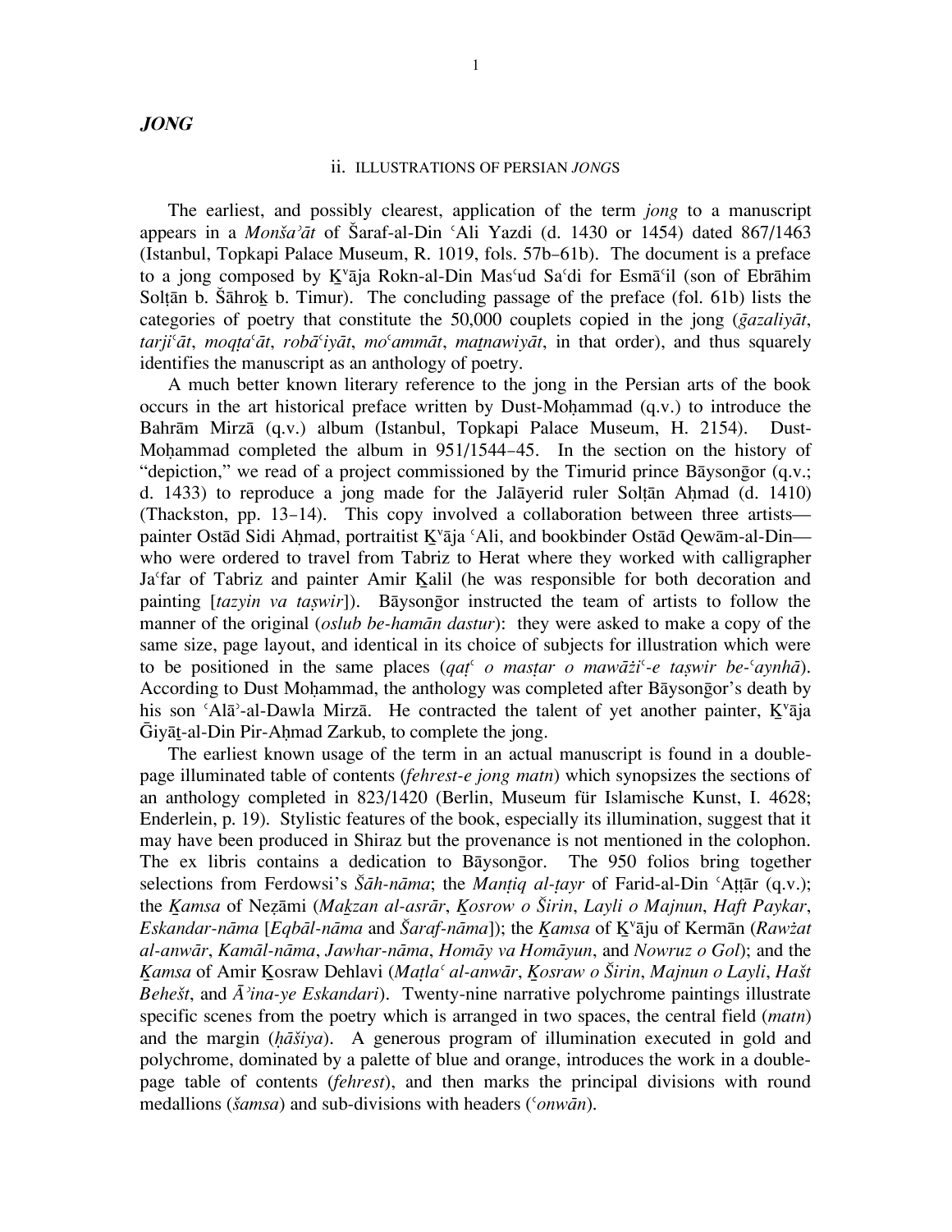# *JONG*

## ii. ILLUSTRATIONS OF PERSIAN *JONG*S

The earliest, and possibly clearest, application of the term *jong* to a manuscript appears in a *Monšaʾāt* of Šaraf-al-Din ʿAli Yazdi (d. 1430 or 1454) dated 867/1463 (Istanbul, Topkapi Palace Museum, R. 1019, fols. 57b–61b). The document is a preface to a jong composed by K̠ᵛāja Rokn-al-Din Masʿud Saʿdi for Esmāʿil (son of Ebrāhim Solṭān b. Šāhrok̠ b. Timur). The concluding passage of the preface (fol. 61b) lists the categories of poetry that constitute the 50,000 couplets copied in the jong (*ḡazaliyāt*, *tarjiʿāt*, *moqṭaʿāt*, *robāʿiyāt*, *moʿammāt*, *maṯnawiyāt*, in that order), and thus squarely identifies the manuscript as an anthology of poetry.

A much better known literary reference to the jong in the Persian arts of the book occurs in the art historical preface written by Dust-Moḥammad (q.v.) to introduce the Bahrām Mirzā (q.v.) album (Istanbul, Topkapi Palace Museum, H. 2154). Dust-Moḥammad completed the album in 951/1544–45. In the section on the history of "depiction," we read of a project commissioned by the Timurid prince Bāysonḡor (q.v.; d. 1433) to reproduce a jong made for the Jalāyerid ruler Solṭān Aḥmad (d. 1410) (Thackston, pp. 13–14). This copy involved a collaboration between three artists—painter Ostād Sidi Aḥmad, portraitist K̠ᵛāja ʿAli, and bookbinder Ostād Qewām-al-Din—who were ordered to travel from Tabriz to Herat where they worked with calligrapher Jaʿfar of Tabriz and painter Amir K̠alil (he was responsible for both decoration and painting [*tazyin va taṣwir*]). Bāysonḡor instructed the team of artists to follow the manner of the original (*oslub be-hamān dastur*): they were asked to make a copy of the same size, page layout, and identical in its choice of subjects for illustration which were to be positioned in the same places (*qaṭʿ o masṭar o mawāżiʿ-e taṣwir be-ʿaynhā*). According to Dust Moḥammad, the anthology was completed after Bāysonḡor's death by his son ʿAlāʾ-al-Dawla Mirzā. He contracted the talent of yet another painter, K̠ᵛāja Ḡiyāṯ-al-Din Pir-Aḥmad Zarkub, to complete the jong.

The earliest known usage of the term in an actual manuscript is found in a double-page illuminated table of contents (*fehrest-e jong matn*) which synopsizes the sections of an anthology completed in 823/1420 (Berlin, Museum für Islamische Kunst, I. 4628; Enderlein, p. 19). Stylistic features of the book, especially its illumination, suggest that it may have been produced in Shiraz but the provenance is not mentioned in the colophon. The ex libris contains a dedication to Bāysonḡor. The 950 folios bring together selections from Ferdowsi's *Šāh-nāma*; the *Manṭiq al-ṭayr* of Farid-al-Din ʿAṭṭār (q.v.); the *K̠amsa* of Neẓāmi (*Mak̠zan al-asrār*, *K̠osrow o Širin*, *Layli o Majnun*, *Haft Paykar*, *Eskandar-nāma* [*Eqbāl-nāma* and *Šaraf-nāma*]); the *K̠amsa* of K̠ᵛāju of Kermān (*Rawżat al-anwār*, *Kamāl-nāma*, *Jawhar-nāma*, *Homāy va Homāyun*, and *Nowruz o Gol*); and the *K̠amsa* of Amir K̠osraw Dehlavi (*Maṭlaʿ al-anwār*, *K̠osraw o Širin*, *Majnun o Layli*, *Hašt Behešt*, and *Āʾina-ye Eskandari*). Twenty-nine narrative polychrome paintings illustrate specific scenes from the poetry which is arranged in two spaces, the central field (*matn*) and the margin (*ḥāšiya*). A generous program of illumination executed in gold and polychrome, dominated by a palette of blue and orange, introduces the work in a double-page table of contents (*fehrest*), and then marks the principal divisions with round medallions (*šamsa*) and sub-divisions with headers (*ʿonwān*).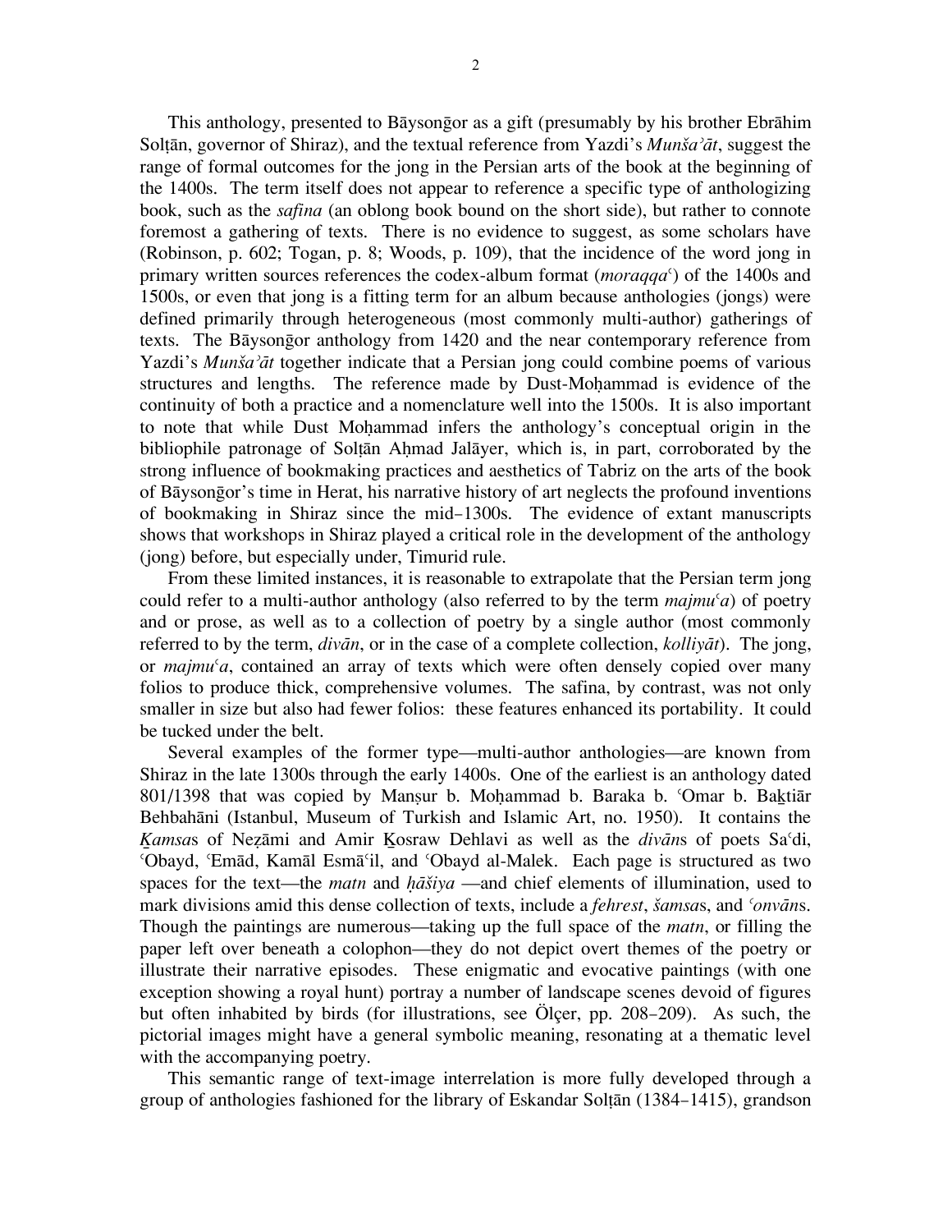This anthology, presented to Bāysonḡor as a gift (presumably by his brother Ebrāhim Solṭān, governor of Shiraz), and the textual reference from Yazdi's *Munšaʾāt*, suggest the range of formal outcomes for the jong in the Persian arts of the book at the beginning of the 1400s. The term itself does not appear to reference a specific type of anthologizing book, such as the *safina* (an oblong book bound on the short side), but rather to connote foremost a gathering of texts. There is no evidence to suggest, as some scholars have (Robinson, p. 602; Togan, p. 8; Woods, p. 109), that the incidence of the word jong in primary written sources references the codex-album format (*moraqqaʿ*) of the 1400s and 1500s, or even that jong is a fitting term for an album because anthologies (jongs) were defined primarily through heterogeneous (most commonly multi-author) gatherings of texts. The Bāysonḡor anthology from 1420 and the near contemporary reference from Yazdi's *Munšaʾāt* together indicate that a Persian jong could combine poems of various structures and lengths. The reference made by Dust-Moḥammad is evidence of the continuity of both a practice and a nomenclature well into the 1500s. It is also important to note that while Dust Moḥammad infers the anthology's conceptual origin in the bibliophile patronage of Solṭān Aḥmad Jalāyer, which is, in part, corroborated by the strong influence of bookmaking practices and aesthetics of Tabriz on the arts of the book of Bāysonḡor's time in Herat, his narrative history of art neglects the profound inventions of bookmaking in Shiraz since the mid–1300s. The evidence of extant manuscripts shows that workshops in Shiraz played a critical role in the development of the anthology (jong) before, but especially under, Timurid rule.

From these limited instances, it is reasonable to extrapolate that the Persian term jong could refer to a multi-author anthology (also referred to by the term *majmuʿa*) of poetry and or prose, as well as to a collection of poetry by a single author (most commonly referred to by the term, *divān*, or in the case of a complete collection, *kolliyāt*). The jong, or *majmuʿa*, contained an array of texts which were often densely copied over many folios to produce thick, comprehensive volumes. The safina, by contrast, was not only smaller in size but also had fewer folios: these features enhanced its portability. It could be tucked under the belt.

Several examples of the former type—multi-author anthologies—are known from Shiraz in the late 1300s through the early 1400s. One of the earliest is an anthology dated 801/1398 that was copied by Manṣur b. Moḥammad b. Baraka b. ʿOmar b. Baḵtiār Behbahāni (Istanbul, Museum of Turkish and Islamic Art, no. 1950). It contains the *Ḵamsa*s of Neẓāmi and Amir Ḵosraw Dehlavi as well as the *divān*s of poets Saʿdi, ʿObayd, ʿEmād, Kamāl Esmāʿil, and ʿObayd al-Malek. Each page is structured as two spaces for the text—the *matn* and *ḥāšiya* —and chief elements of illumination, used to mark divisions amid this dense collection of texts, include a *fehrest*, *šamsa*s, and *ʿonvān*s. Though the paintings are numerous—taking up the full space of the *matn*, or filling the paper left over beneath a colophon—they do not depict overt themes of the poetry or illustrate their narrative episodes. These enigmatic and evocative paintings (with one exception showing a royal hunt) portray a number of landscape scenes devoid of figures but often inhabited by birds (for illustrations, see Ölçer, pp. 208–209). As such, the pictorial images might have a general symbolic meaning, resonating at a thematic level with the accompanying poetry.

This semantic range of text-image interrelation is more fully developed through a group of anthologies fashioned for the library of Eskandar Solṭān (1384–1415), grandson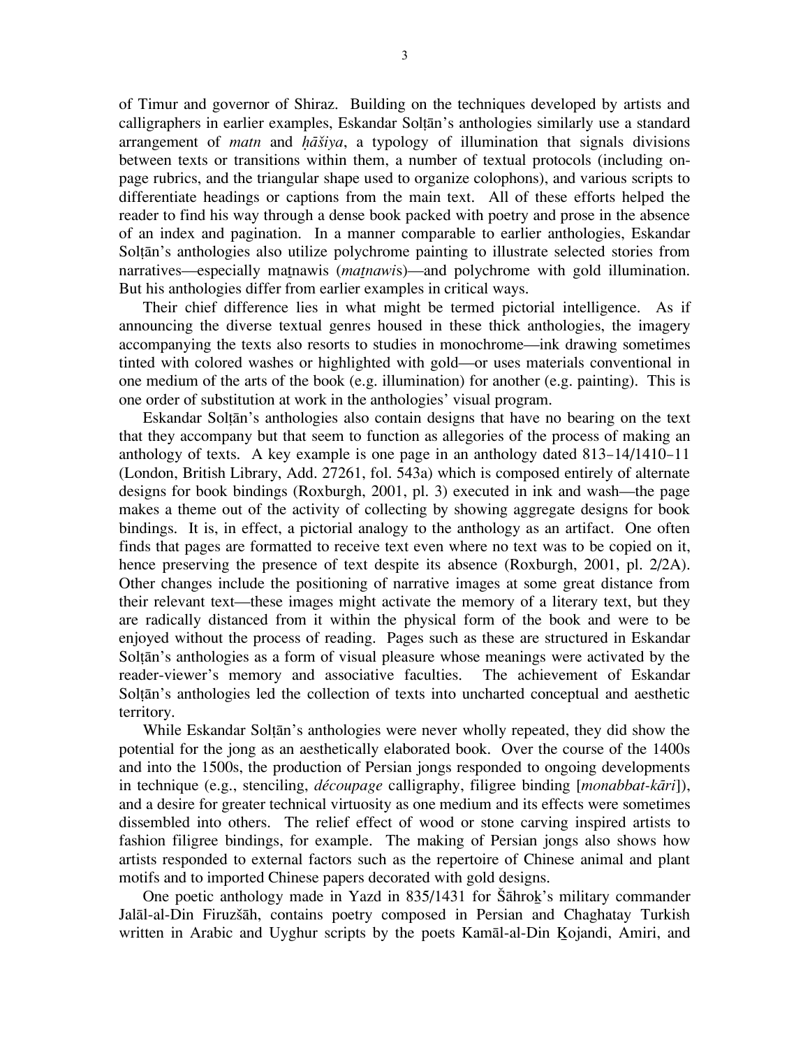of Timur and governor of Shiraz. Building on the techniques developed by artists and calligraphers in earlier examples, Eskandar Solṭān's anthologies similarly use a standard arrangement of *matn* and *ḥāšiya*, a typology of illumination that signals divisions between texts or transitions within them, a number of textual protocols (including on-page rubrics, and the triangular shape used to organize colophons), and various scripts to differentiate headings or captions from the main text. All of these efforts helped the reader to find his way through a dense book packed with poetry and prose in the absence of an index and pagination. In a manner comparable to earlier anthologies, Eskandar Solṭān's anthologies also utilize polychrome painting to illustrate selected stories from narratives—especially maṯnawis (*maṯnawi*s)—and polychrome with gold illumination. But his anthologies differ from earlier examples in critical ways.

Their chief difference lies in what might be termed pictorial intelligence. As if announcing the diverse textual genres housed in these thick anthologies, the imagery accompanying the texts also resorts to studies in monochrome—ink drawing sometimes tinted with colored washes or highlighted with gold—or uses materials conventional in one medium of the arts of the book (e.g. illumination) for another (e.g. painting). This is one order of substitution at work in the anthologies' visual program.

Eskandar Solṭān's anthologies also contain designs that have no bearing on the text that they accompany but that seem to function as allegories of the process of making an anthology of texts. A key example is one page in an anthology dated 813–14/1410–11 (London, British Library, Add. 27261, fol. 543a) which is composed entirely of alternate designs for book bindings (Roxburgh, 2001, pl. 3) executed in ink and wash—the page makes a theme out of the activity of collecting by showing aggregate designs for book bindings. It is, in effect, a pictorial analogy to the anthology as an artifact. One often finds that pages are formatted to receive text even where no text was to be copied on it, hence preserving the presence of text despite its absence (Roxburgh, 2001, pl. 2/2A). Other changes include the positioning of narrative images at some great distance from their relevant text—these images might activate the memory of a literary text, but they are radically distanced from it within the physical form of the book and were to be enjoyed without the process of reading. Pages such as these are structured in Eskandar Solṭān's anthologies as a form of visual pleasure whose meanings were activated by the reader-viewer's memory and associative faculties. The achievement of Eskandar Solṭān's anthologies led the collection of texts into uncharted conceptual and aesthetic territory.

While Eskandar Solṭān's anthologies were never wholly repeated, they did show the potential for the jong as an aesthetically elaborated book. Over the course of the 1400s and into the 1500s, the production of Persian jongs responded to ongoing developments in technique (e.g., stenciling, *découpage* calligraphy, filigree binding [*monabbat-kāri*]), and a desire for greater technical virtuosity as one medium and its effects were sometimes dissembled into others. The relief effect of wood or stone carving inspired artists to fashion filigree bindings, for example. The making of Persian jongs also shows how artists responded to external factors such as the repertoire of Chinese animal and plant motifs and to imported Chinese papers decorated with gold designs.

One poetic anthology made in Yazd in 835/1431 for Šāhroḵ's military commander Jalāl-al-Din Firuzšāh, contains poetry composed in Persian and Chaghatay Turkish written in Arabic and Uyghur scripts by the poets Kamāl-al-Din Ḵojandi, Amiri, and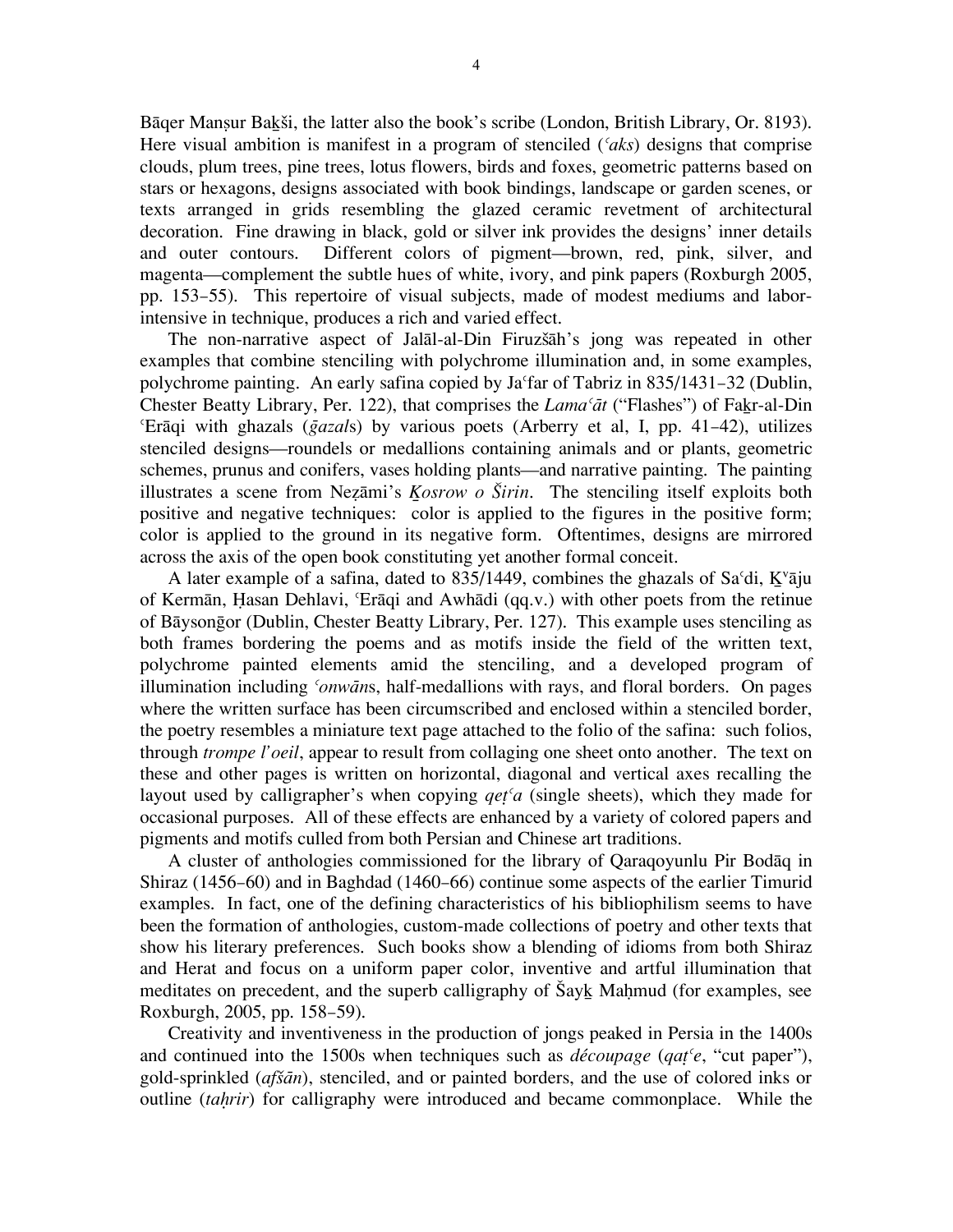Bāqer Manṣur Baḵši, the latter also the book's scribe (London, British Library, Or. 8193). Here visual ambition is manifest in a program of stenciled (*ʿaks*) designs that comprise clouds, plum trees, pine trees, lotus flowers, birds and foxes, geometric patterns based on stars or hexagons, designs associated with book bindings, landscape or garden scenes, or texts arranged in grids resembling the glazed ceramic revetment of architectural decoration. Fine drawing in black, gold or silver ink provides the designs' inner details and outer contours. Different colors of pigment—brown, red, pink, silver, and magenta—complement the subtle hues of white, ivory, and pink papers (Roxburgh 2005, pp. 153–55). This repertoire of visual subjects, made of modest mediums and labor-intensive in technique, produces a rich and varied effect.

The non-narrative aspect of Jalāl-al-Din Firuzšāh's jong was repeated in other examples that combine stenciling with polychrome illumination and, in some examples, polychrome painting. An early safina copied by Jaʿfar of Tabriz in 835/1431–32 (Dublin, Chester Beatty Library, Per. 122), that comprises the *Lamaʿāt* ("Flashes") of Faḵr-al-Din ʿErāqi with ghazals (*ḡazal*s) by various poets (Arberry et al, I, pp. 41–42), utilizes stenciled designs—roundels or medallions containing animals and or plants, geometric schemes, prunus and conifers, vases holding plants—and narrative painting. The painting illustrates a scene from Neẓāmi's *Ḵosrow o Širin*. The stenciling itself exploits both positive and negative techniques: color is applied to the figures in the positive form; color is applied to the ground in its negative form. Oftentimes, designs are mirrored across the axis of the open book constituting yet another formal conceit.

A later example of a safina, dated to 835/1449, combines the ghazals of Saʿdi, Ḵᵛāju of Kermān, Ḥasan Dehlavi, ʿErāqi and Awhādi (qq.v.) with other poets from the retinue of Bāysonḡor (Dublin, Chester Beatty Library, Per. 127). This example uses stenciling as both frames bordering the poems and as motifs inside the field of the written text, polychrome painted elements amid the stenciling, and a developed program of illumination including *ʿonwān*s, half-medallions with rays, and floral borders. On pages where the written surface has been circumscribed and enclosed within a stenciled border, the poetry resembles a miniature text page attached to the folio of the safina: such folios, through *trompe l'oeil*, appear to result from collaging one sheet onto another. The text on these and other pages is written on horizontal, diagonal and vertical axes recalling the layout used by calligrapher's when copying *qeṭʿa* (single sheets), which they made for occasional purposes. All of these effects are enhanced by a variety of colored papers and pigments and motifs culled from both Persian and Chinese art traditions.

A cluster of anthologies commissioned for the library of Qaraqoyunlu Pir Bodāq in Shiraz (1456–60) and in Baghdad (1460–66) continue some aspects of the earlier Timurid examples. In fact, one of the defining characteristics of his bibliophilism seems to have been the formation of anthologies, custom-made collections of poetry and other texts that show his literary preferences. Such books show a blending of idioms from both Shiraz and Herat and focus on a uniform paper color, inventive and artful illumination that meditates on precedent, and the superb calligraphy of Šayḵ Maḥmud (for examples, see Roxburgh, 2005, pp. 158–59).

Creativity and inventiveness in the production of jongs peaked in Persia in the 1400s and continued into the 1500s when techniques such as *découpage* (*qaṭʿe*, "cut paper"), gold-sprinkled (*afšān*), stenciled, and or painted borders, and the use of colored inks or outline (*taḥrir*) for calligraphy were introduced and became commonplace. While the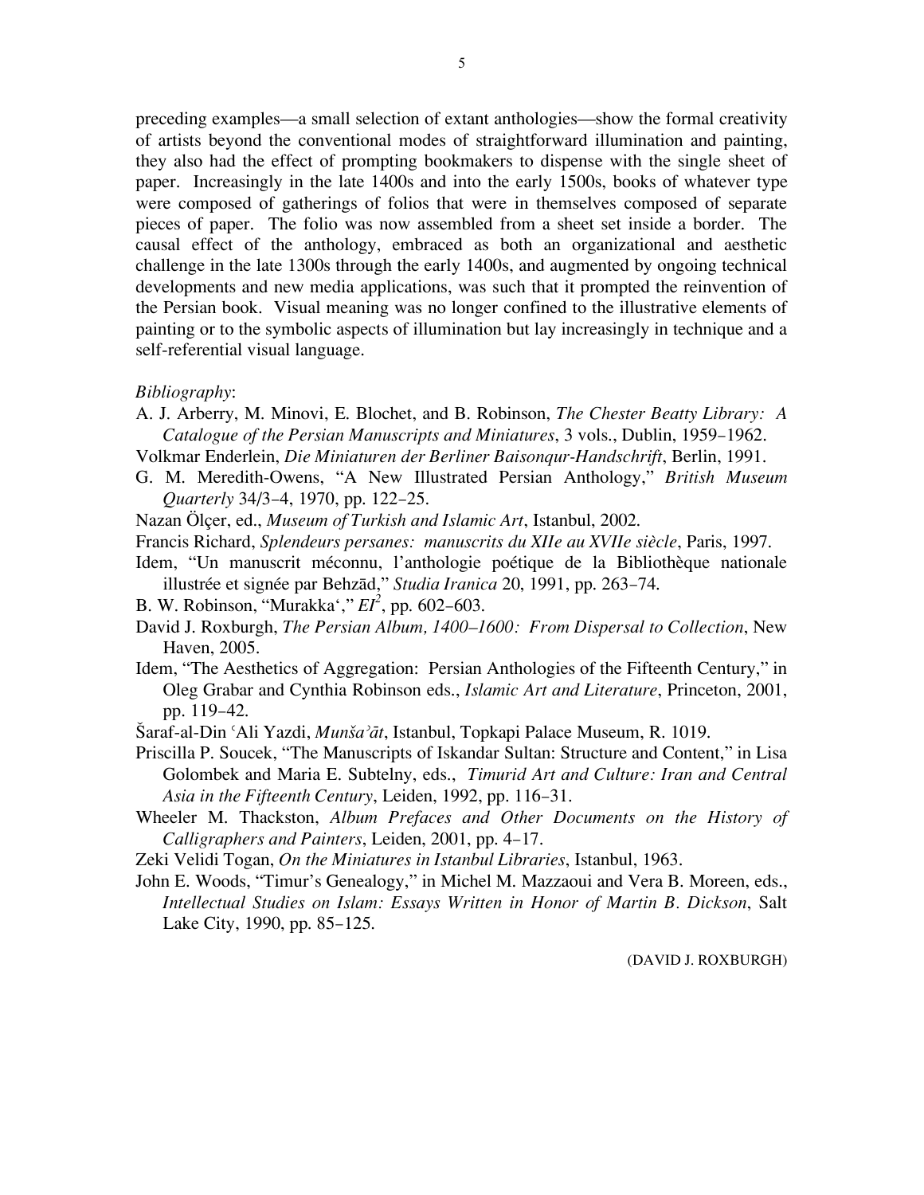preceding examples—a small selection of extant anthologies—show the formal creativity of artists beyond the conventional modes of straightforward illumination and painting, they also had the effect of prompting bookmakers to dispense with the single sheet of paper. Increasingly in the late 1400s and into the early 1500s, books of whatever type were composed of gatherings of folios that were in themselves composed of separate pieces of paper. The folio was now assembled from a sheet set inside a border. The causal effect of the anthology, embraced as both an organizational and aesthetic challenge in the late 1300s through the early 1400s, and augmented by ongoing technical developments and new media applications, was such that it prompted the reinvention of the Persian book. Visual meaning was no longer confined to the illustrative elements of painting or to the symbolic aspects of illumination but lay increasingly in technique and a self-referential visual language.

*Bibliography*:

A. J. Arberry, M. Minovi, E. Blochet, and B. Robinson, *The Chester Beatty Library: A Catalogue of the Persian Manuscripts and Miniatures*, 3 vols., Dublin, 1959–1962.

Volkmar Enderlein, *Die Miniaturen der Berliner Baisonqur-Handschrift*, Berlin, 1991.

G. M. Meredith-Owens, "A New Illustrated Persian Anthology," *British Museum Quarterly* 34/3–4, 1970, pp. 122–25.

Nazan Ölçer, ed., *Museum of Turkish and Islamic Art*, Istanbul, 2002.

Francis Richard, *Splendeurs persanes: manuscrits du XIIe au XVIIe siècle*, Paris, 1997.

Idem, "Un manuscrit méconnu, l'anthologie poétique de la Bibliothèque nationale illustrée et signée par Behzād," *Studia Iranica* 20, 1991, pp. 263–74.

B. W. Robinson, "Murakka'," *EI*², pp. 602–603.

David J. Roxburgh, *The Persian Album, 1400–1600: From Dispersal to Collection*, New Haven, 2005.

Idem, "The Aesthetics of Aggregation: Persian Anthologies of the Fifteenth Century," in Oleg Grabar and Cynthia Robinson eds., *Islamic Art and Literature*, Princeton, 2001, pp. 119–42.

Šaraf-al-Din ʿAli Yazdi, *Munšaʾāt*, Istanbul, Topkapi Palace Museum, R. 1019.

Priscilla P. Soucek, "The Manuscripts of Iskandar Sultan: Structure and Content," in Lisa Golombek and Maria E. Subtelny, eds., *Timurid Art and Culture: Iran and Central Asia in the Fifteenth Century*, Leiden, 1992, pp. 116–31.

Wheeler M. Thackston, *Album Prefaces and Other Documents on the History of Calligraphers and Painters*, Leiden, 2001, pp. 4–17.

Zeki Velidi Togan, *On the Miniatures in Istanbul Libraries*, Istanbul, 1963.

John E. Woods, "Timur's Genealogy," in Michel M. Mazzaoui and Vera B. Moreen, eds., *Intellectual Studies on Islam: Essays Written in Honor of Martin B. Dickson*, Salt Lake City, 1990, pp. 85–125.

(DAVID J. ROXBURGH)